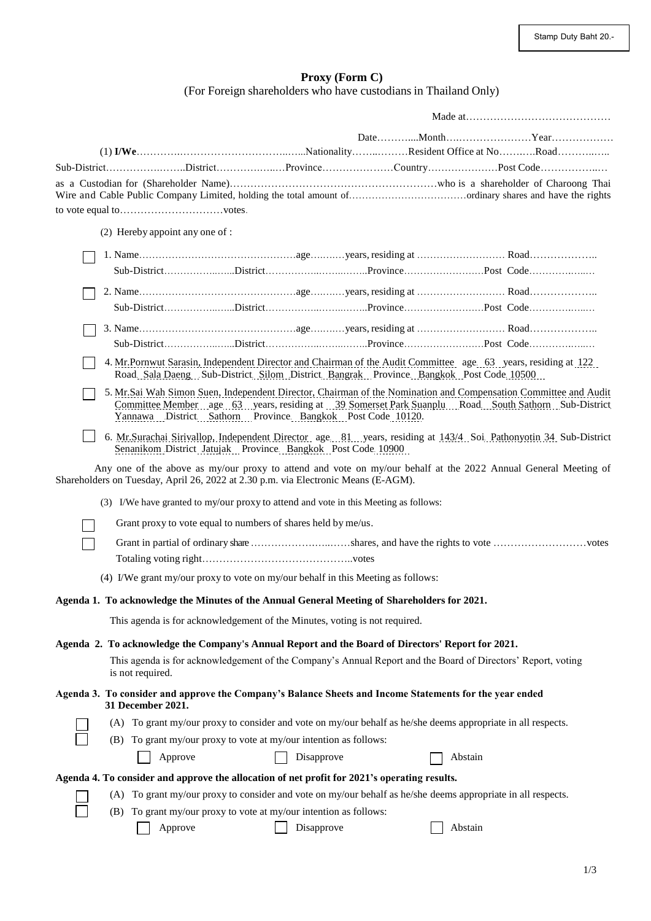Stamp Duty Baht 20.-

**Proxy (Form C)**

(For Foreign shareholders who have custodians in Thailand Only)

Made at……………………………………

Date………....Month…..…………………Year………………

(1) **I/We**………….………………………..…...Nationality……..………Resident Office at No……..….Road………..….. Sub-District……………..……..District………….…..…Province…………………Country…………………Post Code……………..… as a Custodian for (Shareholder Name)……………………………………………………who is a shareholder of Charoong Thai Wire and Cable Public Company Limited, holding the total amount of………………………………ordinary shares and have the rights to vote equal to…………………………votes.

(2) Hereby appoint any one of :

☐ 1. Name…………………………………………age….……years, residing at …………………….. Road……………….. Sub-District………………..…...District……………..……..……..Province……………………Post Code……………..…

☐ 2. Name…………………………………………age….……years, residing at …………………….. Road……………….. Sub-District………………..…...District……………..……..……..Province……………………Post Code……………..…

☐ 3. Name…………………………………………age….……years, residing at …………………….. Road……………….. Sub-District………………..…...District……………..……..……..Province……………………Post Code……………..…

☐ 4. Mr.Pornwut Sarasin, Independent Director and Chairman of the Audit Committee age 63 years, residing at 122 Road Sala Daeng Sub-District Silom District Bangrak Province Bangkok Post Code 10500

☐ 5. Mr.Sai Wah Simon Suen, Independent Director, Chairman of the Nomination and Compensation Committee and Audit Committee Member age 63 years, residing at 39 Somerset Park Suanplu Road South Sathorn Sub-District Yannawa District Sathorn Province Bangkok Post Code 10120.

☐ 6. Mr.Surachai Sirivallop, Independent Director age 81 years, residing at 143/4 Soi Pathonyotin 34 Sub-District Senanikom District Jatujak Province Bangkok Post Code 10900

Any one of the above as my/our proxy to attend and vote on my/our behalf at the 2022 Annual General Meeting of Shareholders on Tuesday, April 26, 2022 at 2.30 p.m. via Electronic Means (E-AGM).

(3) I/We have granted to my/our proxy to attend and vote in this Meeting as follows:

☐ Grant proxy to vote equal to numbers of shares held by me/us.

☐ Grant in partial of ordinary share ……………………..……shares, and have the rights to vote ………………………votes Totaling voting right……………………………………..votes

(4) I/We grant my/our proxy to vote on my/our behalf in this Meeting as follows:

**Agenda 1. To acknowledge the Minutes of the Annual General Meeting of Shareholders for 2021.**

This agenda is for acknowledgement of the Minutes, voting is not required.

**Agenda 2. To acknowledge the Company's Annual Report and the Board of Directors' Report for 2021.**

This agenda is for acknowledgement of the Company's Annual Report and the Board of Directors' Report, voting is not required.

**Agenda 3. To consider and approve the Company's Balance Sheets and Income Statements for the year ended 31 December 2021.**

☐ (A) To grant my/our proxy to consider and vote on my/our behalf as he/she deems appropriate in all respects.

☐ (B) To grant my/our proxy to vote at my/our intention as follows:

☐ Approve ☐ Disapprove ☐ Abstain

**Agenda 4. To consider and approve the allocation of net profit for 2021's operating results.**

☐ (A) To grant my/our proxy to consider and vote on my/our behalf as he/she deems appropriate in all respects.

☐ (B) To grant my/our proxy to vote at my/our intention as follows:

☐ Approve ☐ Disapprove ☐ Abstain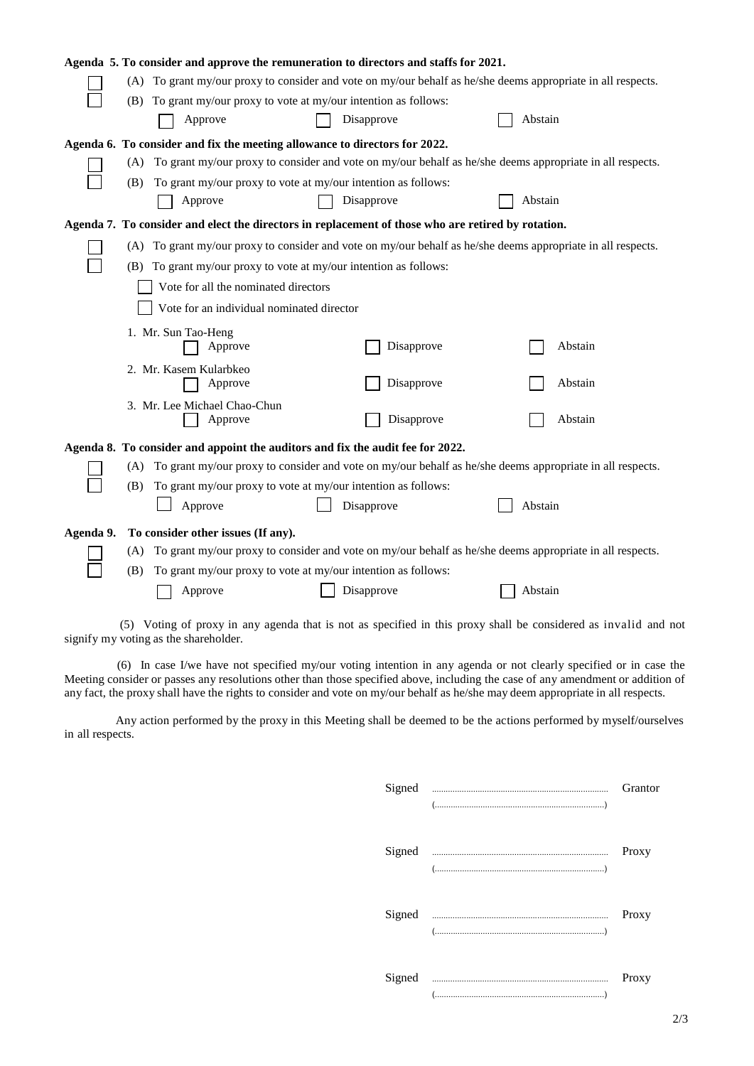**Agenda 5. To consider and approve the remuneration to directors and staffs for 2021.**

☐ (A) To grant my/our proxy to consider and vote on my/our behalf as he/she deems appropriate in all respects.

☐ (B) To grant my/our proxy to vote at my/our intention as follows:

☐ Approve ☐ Disapprove ☐ Abstain

**Agenda 6. To consider and fix the meeting allowance to directors for 2022.**

☐ (A) To grant my/our proxy to consider and vote on my/our behalf as he/she deems appropriate in all respects.

☐ (B) To grant my/our proxy to vote at my/our intention as follows:

☐ Approve ☐ Disapprove ☐ Abstain

**Agenda 7. To consider and elect the directors in replacement of those who are retired by rotation.**

☐ (A) To grant my/our proxy to consider and vote on my/our behalf as he/she deems appropriate in all respects.

☐ (B) To grant my/our proxy to vote at my/our intention as follows:

☐ Vote for all the nominated directors

☐ Vote for an individual nominated director

1. Mr. Sun Tao-Heng
   ☐ Approve ☐ Disapprove ☐ Abstain

2. Mr. Kasem Kularbkeo
   ☐ Approve ☐ Disapprove ☐ Abstain

3. Mr. Lee Michael Chao-Chun
   ☐ Approve ☐ Disapprove ☐ Abstain

**Agenda 8. To consider and appoint the auditors and fix the audit fee for 2022.**

☐ (A) To grant my/our proxy to consider and vote on my/our behalf as he/she deems appropriate in all respects.

☐ (B) To grant my/our proxy to vote at my/our intention as follows:

☐ Approve ☐ Disapprove ☐ Abstain

**Agenda 9. To consider other issues (If any).**

☐ (A) To grant my/our proxy to consider and vote on my/our behalf as he/she deems appropriate in all respects.

☐ (B) To grant my/our proxy to vote at my/our intention as follows:

☐ Approve ☐ Disapprove ☐ Abstain

(5) Voting of proxy in any agenda that is not as specified in this proxy shall be considered as invalid and not signify my voting as the shareholder.

(6) In case I/we have not specified my/our voting intention in any agenda or not clearly specified or in case the Meeting consider or passes any resolutions other than those specified above, including the case of any amendment or addition of any fact, the proxy shall have the rights to consider and vote on my/our behalf as he/she may deem appropriate in all respects.

Any action performed by the proxy in this Meeting shall be deemed to be the actions performed by myself/ourselves in all respects.

Signed ............................................................ Grantor
(............................................................)

Signed ............................................................ Proxy
(............................................................)

Signed ............................................................ Proxy
(............................................................)

Signed ............................................................ Proxy
(............................................................)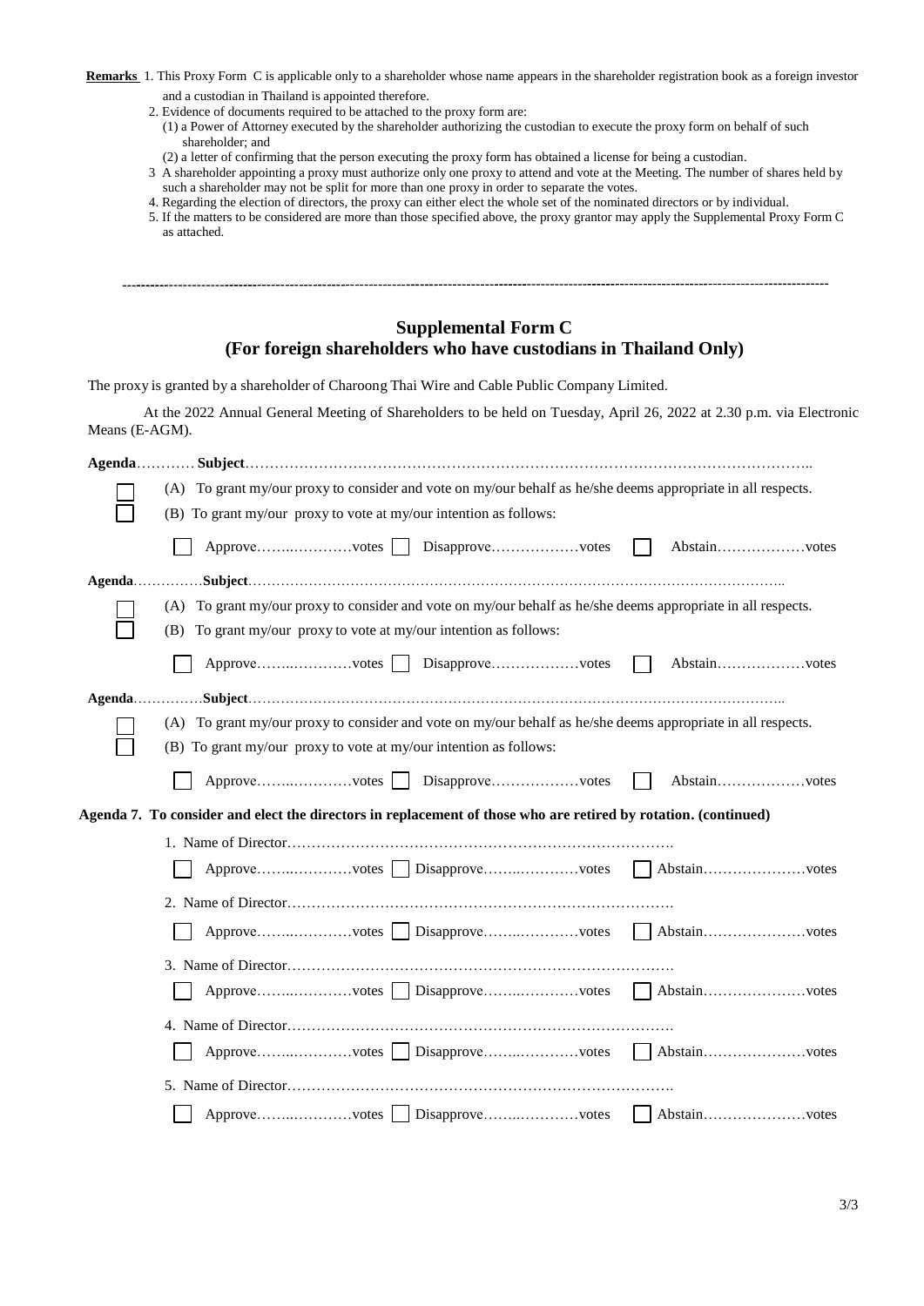**Remarks** 1. This Proxy Form C is applicable only to a shareholder whose name appears in the shareholder registration book as a foreign investor and a custodian in Thailand is appointed therefore.

2. Evidence of documents required to be attached to the proxy form are:
   (1) a Power of Attorney executed by the shareholder authorizing the custodian to execute the proxy form on behalf of such shareholder; and
   (2) a letter of confirming that the person executing the proxy form has obtained a license for being a custodian.
3. A shareholder appointing a proxy must authorize only one proxy to attend and vote at the Meeting. The number of shares held by such a shareholder may not be split for more than one proxy in order to separate the votes.
4. Regarding the election of directors, the proxy can either elect the whole set of the nominated directors or by individual.
5. If the matters to be considered are more than those specified above, the proxy grantor may apply the Supplemental Proxy Form C as attached.

---

## Supplemental Form C
## (For foreign shareholders who have custodians in Thailand Only)

The proxy is granted by a shareholder of Charoong Thai Wire and Cable Public Company Limited.

At the 2022 Annual General Meeting of Shareholders to be held on Tuesday, April 26, 2022 at 2.30 p.m. via Electronic Means (E-AGM).

**Agenda**………… **Subject**…………………………………………………………………………………………………..

☐ (A) To grant my/our proxy to consider and vote on my/our behalf as he/she deems appropriate in all respects.

☐ (B) To grant my/our proxy to vote at my/our intention as follows:

☐ Approve……..…………votes ☐ Disapprove………………votes ☐ Abstain………………votes

**Agenda**……………**Subject**…………………………………………………………………………………………………..

☐ (A) To grant my/our proxy to consider and vote on my/our behalf as he/she deems appropriate in all respects.

☐ (B) To grant my/our proxy to vote at my/our intention as follows:

☐ Approve……..…………votes ☐ Disapprove………………votes ☐ Abstain………………votes

**Agenda**……………**Subject**…………………………………………………………………………………………………..

☐ (A) To grant my/our proxy to consider and vote on my/our behalf as he/she deems appropriate in all respects.

☐ (B) To grant my/our proxy to vote at my/our intention as follows:

☐ Approve……..…………votes ☐ Disapprove………………votes ☐ Abstain………………votes

**Agenda 7. To consider and elect the directors in replacement of those who are retired by rotation. (continued)**

1. Name of Director…………………………………………………………………….

☐ Approve……..…………votes ☐ Disapprove……..…………votes ☐ Abstain…………………votes

2. Name of Director…………………………………………………………………….

☐ Approve……..…………votes ☐ Disapprove……..…………votes ☐ Abstain…………………votes

3. Name of Director…………………………………………………………………….

☐ Approve……..…………votes ☐ Disapprove……..…………votes ☐ Abstain…………………votes

4. Name of Director…………………………………………………………………….

☐ Approve……..…………votes ☐ Disapprove……..…………votes ☐ Abstain…………………votes

5. Name of Director…………………………………………………………………….

☐ Approve……..…………votes ☐ Disapprove……..…………votes ☐ Abstain…………………votes